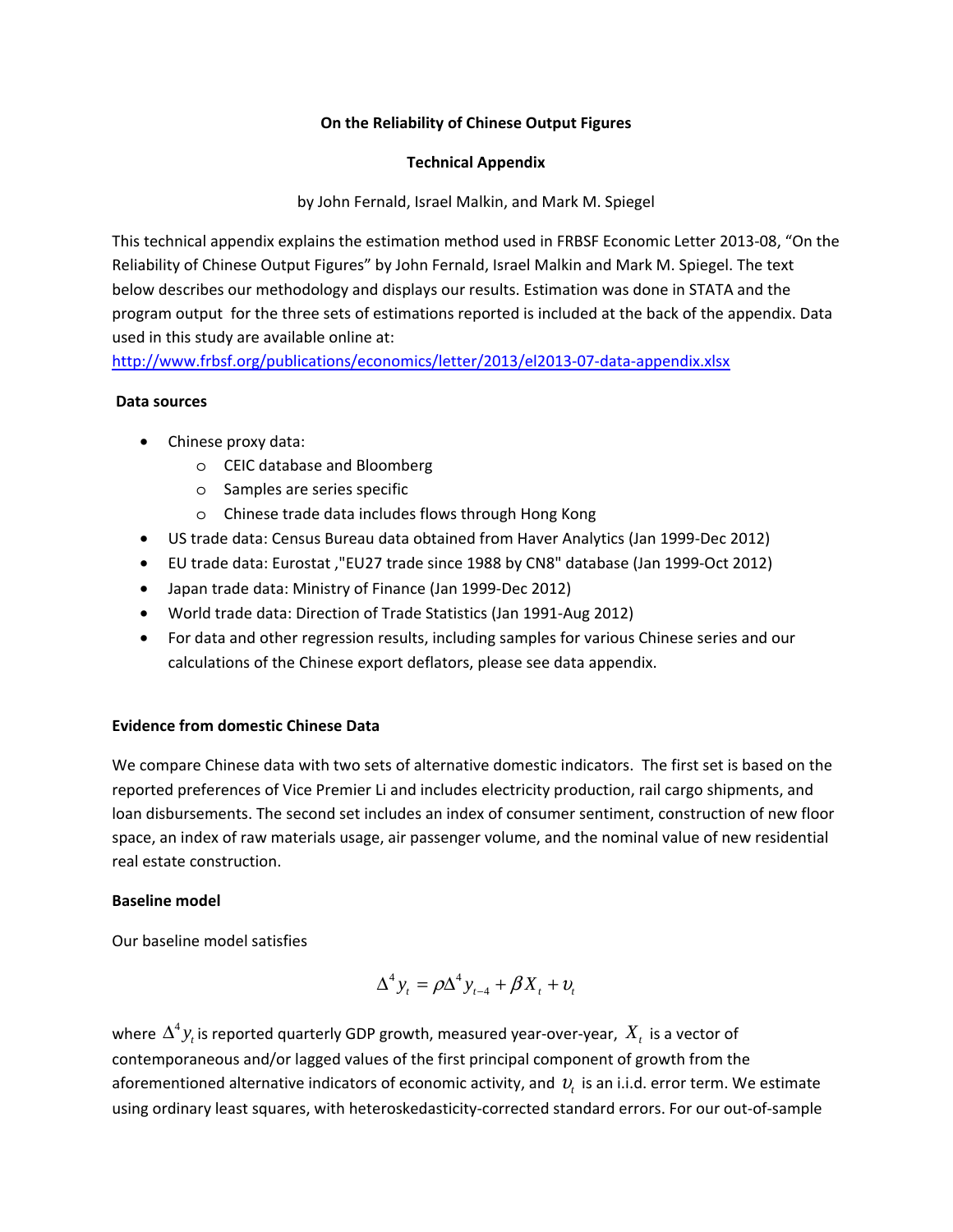**On the Reliability of Chinese Output Figures**

**Technical Appendix**

by John Fernald, Israel Malkin, and Mark M. Spiegel

This technical appendix explains the estimation method used in FRBSF Economic Letter 2013-08, "On the Reliability of Chinese Output Figures" by John Fernald, Israel Malkin and Mark M. Spiegel. The text below describes our methodology and displays our results. Estimation was done in STATA and the program output for the three sets of estimations reported is included at the back of the appendix. Data used in this study are available online at:
[http://www.frbsf.org/publications/economics/letter/2013/el2013-07-data-appendix.xlsx](http://www.frbsf.org/publications/economics/letter/2013/el2013-07-data-appendix.xlsx)

**Data sources**

- Chinese proxy data:
  - CEIC database and Bloomberg
  - Samples are series specific
  - Chinese trade data includes flows through Hong Kong
- US trade data: Census Bureau data obtained from Haver Analytics (Jan 1999-Dec 2012)
- EU trade data: Eurostat ,"EU27 trade since 1988 by CN8" database (Jan 1999-Oct 2012)
- Japan trade data: Ministry of Finance (Jan 1999-Dec 2012)
- World trade data: Direction of Trade Statistics (Jan 1991-Aug 2012)
- For data and other regression results, including samples for various Chinese series and our calculations of the Chinese export deflators, please see data appendix.

**Evidence from domestic Chinese Data**

We compare Chinese data with two sets of alternative domestic indicators. The first set is based on the reported preferences of Vice Premier Li and includes electricity production, rail cargo shipments, and loan disbursements. The second set includes an index of consumer sentiment, construction of new floor space, an index of raw materials usage, air passenger volume, and the nominal value of new residential real estate construction.

**Baseline model**

Our baseline model satisfies

$$\Delta^4 y_t = \rho \Delta^4 y_{t-4} + \beta X_t + \upsilon_t$$

where $\Delta^4 y_t$ is reported quarterly GDP growth, measured year-over-year, $X_t$ is a vector of contemporaneous and/or lagged values of the first principal component of growth from the aforementioned alternative indicators of economic activity, and $\upsilon_t$ is an i.i.d. error term. We estimate using ordinary least squares, with heteroskedasticity-corrected standard errors. For our out-of-sample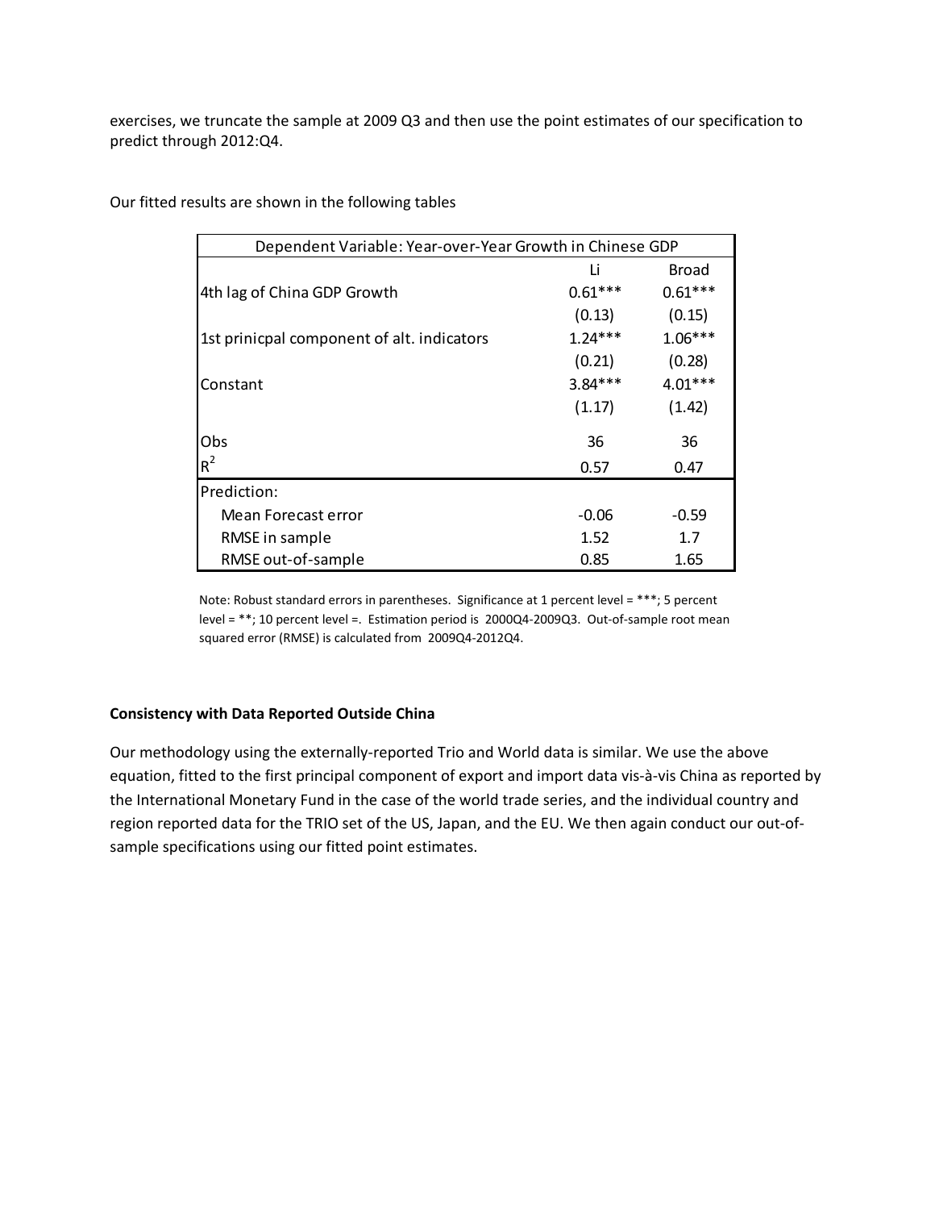exercises, we truncate the sample at 2009 Q3 and then use the point estimates of our specification to predict through 2012:Q4.

Our fitted results are shown in the following tables

| Dependent Variable: Year-over-Year Growth in Chinese GDP | | |
|---|---|---|
| | Li | Broad |
| 4th lag of China GDP Growth | 0.61*** | 0.61*** |
| | (0.13) | (0.15) |
| 1st prinicpal component of alt. indicators | 1.24*** | 1.06*** |
| | (0.21) | (0.28) |
| Constant | 3.84*** | 4.01*** |
| | (1.17) | (1.42) |
| Obs | 36 | 36 |
| $R^2$ | 0.57 | 0.47 |
| Prediction: | | |
| Mean Forecast error | -0.06 | -0.59 |
| RMSE in sample | 1.52 | 1.7 |
| RMSE out-of-sample | 0.85 | 1.65 |

Note: Robust standard errors in parentheses. Significance at 1 percent level = ***; 5 percent level = **; 10 percent level =. Estimation period is 2000Q4-2009Q3. Out-of-sample root mean squared error (RMSE) is calculated from 2009Q4-2012Q4.

**Consistency with Data Reported Outside China**

Our methodology using the externally-reported Trio and World data is similar. We use the above equation, fitted to the first principal component of export and import data vis-à-vis China as reported by the International Monetary Fund in the case of the world trade series, and the individual country and region reported data for the TRIO set of the US, Japan, and the EU. We then again conduct our out-of-sample specifications using our fitted point estimates.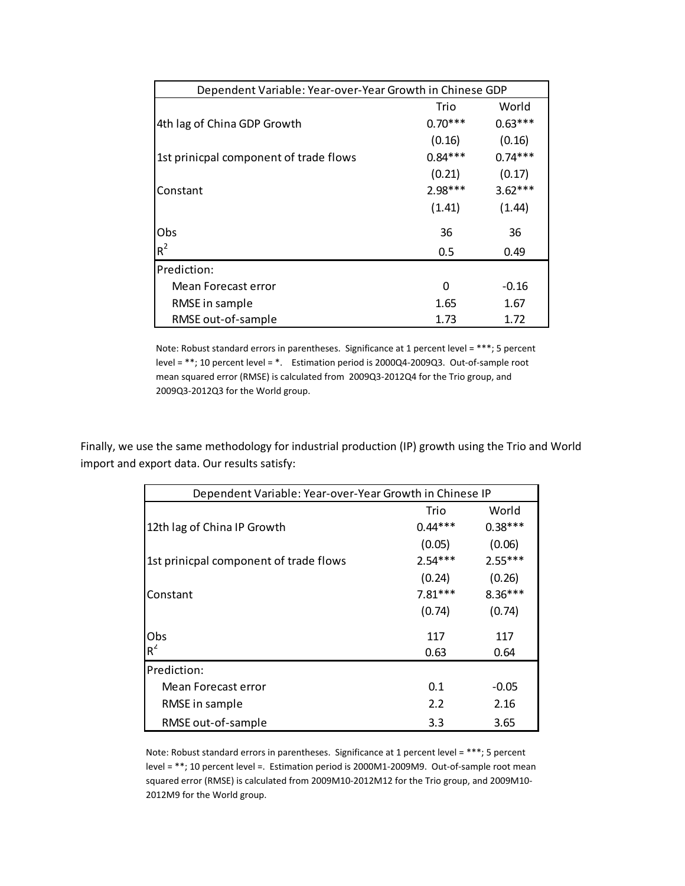| Dependent Variable: Year-over-Year Growth in Chinese GDP | | |
|---|---|---|
| | Trio | World |
| 4th lag of China GDP Growth | 0.70*** | 0.63*** |
| | (0.16) | (0.16) |
| 1st prinicpal component of trade flows | 0.84*** | 0.74*** |
| | (0.21) | (0.17) |
| Constant | 2.98*** | 3.62*** |
| | (1.41) | (1.44) |
| Obs | 36 | 36 |
| $R^2$ | 0.5 | 0.49 |
| Prediction: | | |
| Mean Forecast error | 0 | -0.16 |
| RMSE in sample | 1.65 | 1.67 |
| RMSE out-of-sample | 1.73 | 1.72 |

Note: Robust standard errors in parentheses. Significance at 1 percent level = ***; 5 percent level = **; 10 percent level = *. Estimation period is 2000Q4-2009Q3. Out-of-sample root mean squared error (RMSE) is calculated from 2009Q3-2012Q4 for the Trio group, and 2009Q3-2012Q3 for the World group.

Finally, we use the same methodology for industrial production (IP) growth using the Trio and World import and export data. Our results satisfy:

| Dependent Variable: Year-over-Year Growth in Chinese IP | | |
|---|---|---|
| | Trio | World |
| 12th lag of China IP Growth | 0.44*** | 0.38*** |
| | (0.05) | (0.06) |
| 1st prinicpal component of trade flows | 2.54*** | 2.55*** |
| | (0.24) | (0.26) |
| Constant | 7.81*** | 8.36*** |
| | (0.74) | (0.74) |
| Obs | 117 | 117 |
| $R^2$ | 0.63 | 0.64 |
| Prediction: | | |
| Mean Forecast error | 0.1 | -0.05 |
| RMSE in sample | 2.2 | 2.16 |
| RMSE out-of-sample | 3.3 | 3.65 |

Note: Robust standard errors in parentheses. Significance at 1 percent level = ***; 5 percent level = **; 10 percent level =. Estimation period is 2000M1-2009M9. Out-of-sample root mean squared error (RMSE) is calculated from 2009M10-2012M12 for the Trio group, and 2009M10-2012M9 for the World group.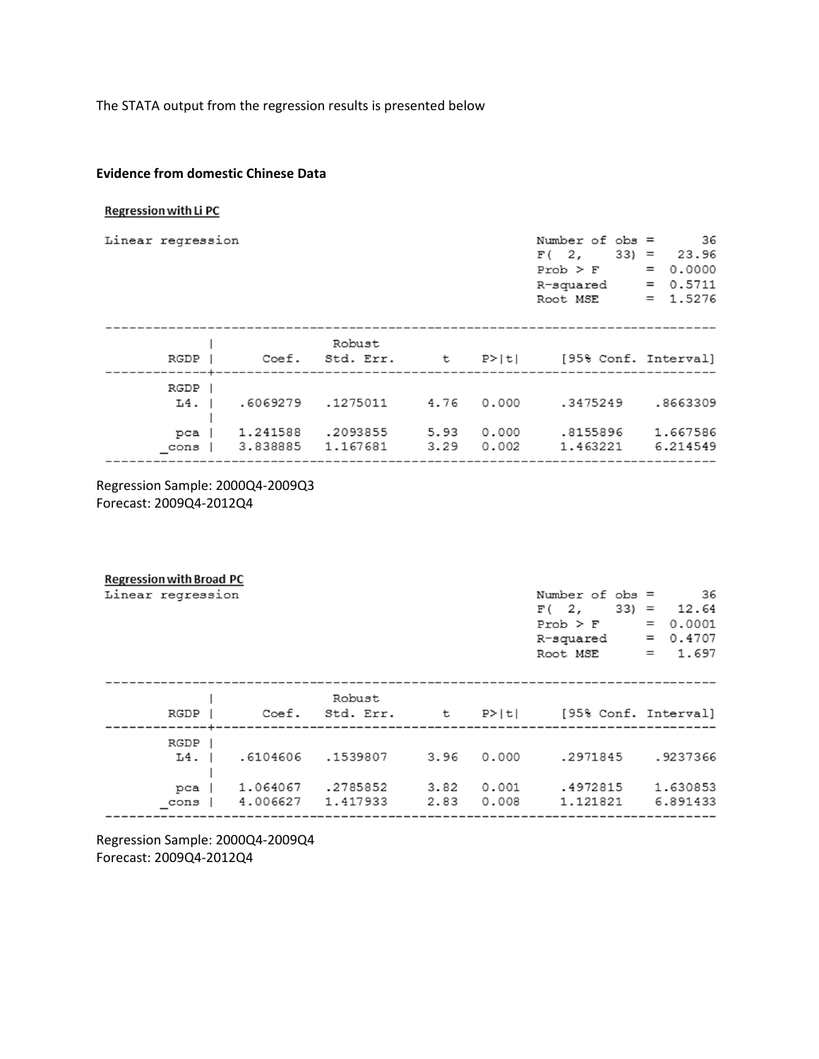The STATA output from the regression results is presented below

**Evidence from domestic Chinese Data**

**Regression with Li PC**

```
Linear regression                                      Number of obs =      36
                                                       F(  2,    33) =   23.96
                                                       Prob > F      =  0.0000
                                                       R-squared     =  0.5711
                                                       Root MSE      =  1.5276

------------------------------------------------------------------------------
             |               Robust
        RGDP |      Coef.   Std. Err.      t    P>|t|     [95% Conf. Interval]
-------------+----------------------------------------------------------------
        RGDP |
         L4. |   .6069279   .1275011     4.76   0.000     .3475249    .8663309
             |
         pca |   1.241588   .2093855     5.93   0.000     .8155896    1.667586
       _cons |   3.838885   1.167681     3.29   0.002     1.463221    6.214549
------------------------------------------------------------------------------
```

Regression Sample: 2000Q4-2009Q3
Forecast: 2009Q4-2012Q4

**Regression with Broad PC**

```
Linear regression                                      Number of obs =      36
                                                       F(  2,    33) =   12.64
                                                       Prob > F      =  0.0001
                                                       R-squared     =  0.4707
                                                       Root MSE      =   1.697

------------------------------------------------------------------------------
             |               Robust
        RGDP |      Coef.   Std. Err.      t    P>|t|     [95% Conf. Interval]
-------------+----------------------------------------------------------------
        RGDP |
         L4. |   .6104606   .1539807     3.96   0.000     .2971845    .9237366
             |
         pca |   1.064067   .2785852     3.82   0.001     .4972815    1.630853
       _cons |   4.006627   1.417933     2.83   0.008     1.121821    6.891433
------------------------------------------------------------------------------
```

Regression Sample: 2000Q4-2009Q4
Forecast: 2009Q4-2012Q4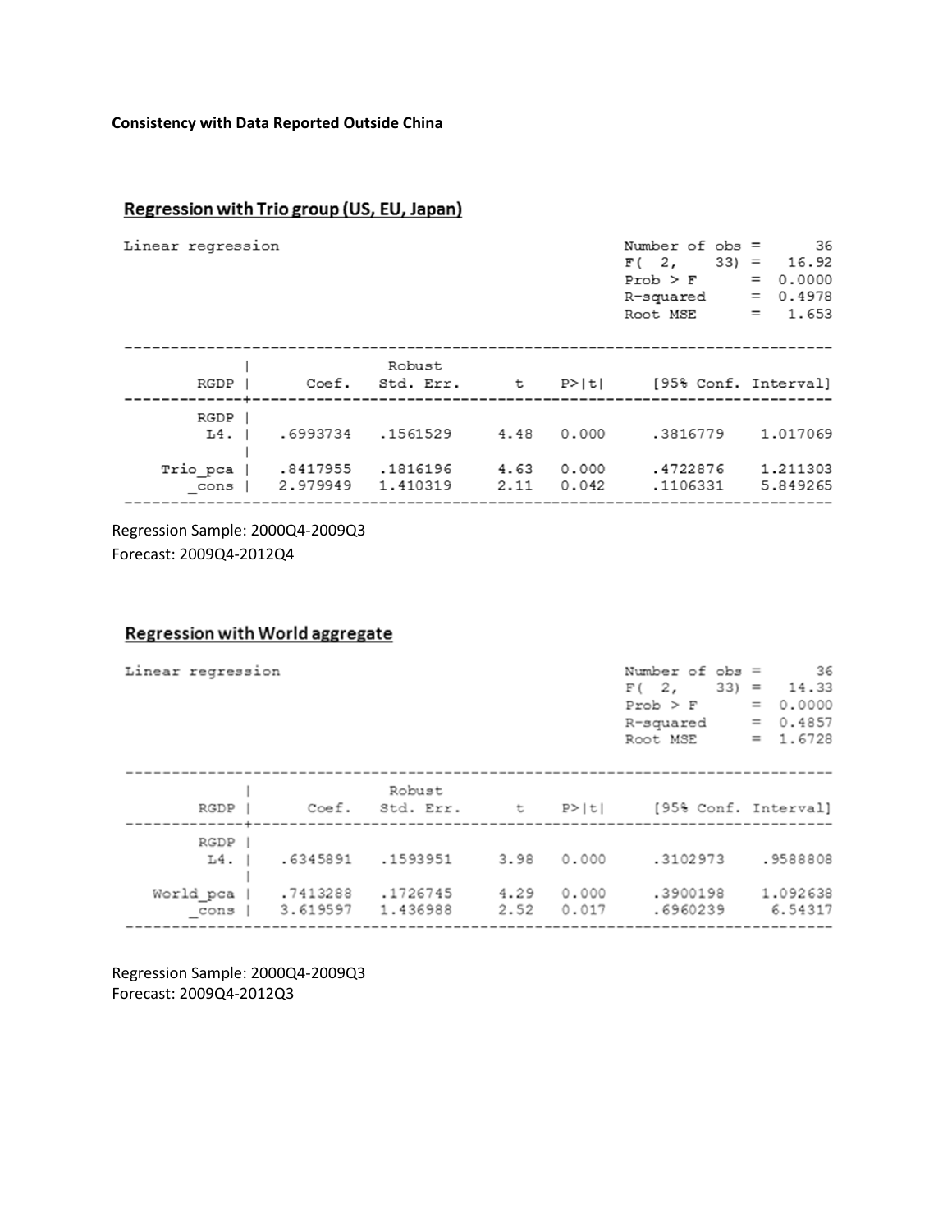**Consistency with Data Reported Outside China**

## Regression with Trio group (US, EU, Japan)

```
Linear regression                                      Number of obs =      36
                                                       F(  2,    33) =   16.92
                                                       Prob > F      =  0.0000
                                                       R-squared     =  0.4978
                                                       Root MSE      =   1.653

------------------------------------------------------------------------------
             |               Robust
        RGDP |      Coef.   Std. Err.      t    P>|t|     [95% Conf. Interval]
-------------+----------------------------------------------------------------
        RGDP |
         L4. |   .6993734   .1561529     4.48   0.000     .3816779    1.017069
             |
    Trio_pca |   .8417955   .1816196     4.63   0.000     .4722876    1.211303
       _cons |   2.979949   1.410319     2.11   0.042     .1106331    5.849265
------------------------------------------------------------------------------
```

Regression Sample: 2000Q4-2009Q3
Forecast: 2009Q4-2012Q4

## Regression with World aggregate

```
Linear regression                                      Number of obs =      36
                                                       F(  2,    33) =   14.33
                                                       Prob > F      =  0.0000
                                                       R-squared     =  0.4857
                                                       Root MSE      =  1.6728

------------------------------------------------------------------------------
             |               Robust
        RGDP |      Coef.   Std. Err.      t    P>|t|     [95% Conf. Interval]
-------------+----------------------------------------------------------------
        RGDP |
         L4. |   .6345891   .1593951     3.98   0.000     .3102973    .9588808
             |
   World_pca |   .7413288   .1726745     4.29   0.000     .3900198    1.092638
       _cons |   3.619597   1.436988     2.52   0.017     .6960239     6.54317
------------------------------------------------------------------------------
```

Regression Sample: 2000Q4-2009Q3
Forecast: 2009Q4-2012Q3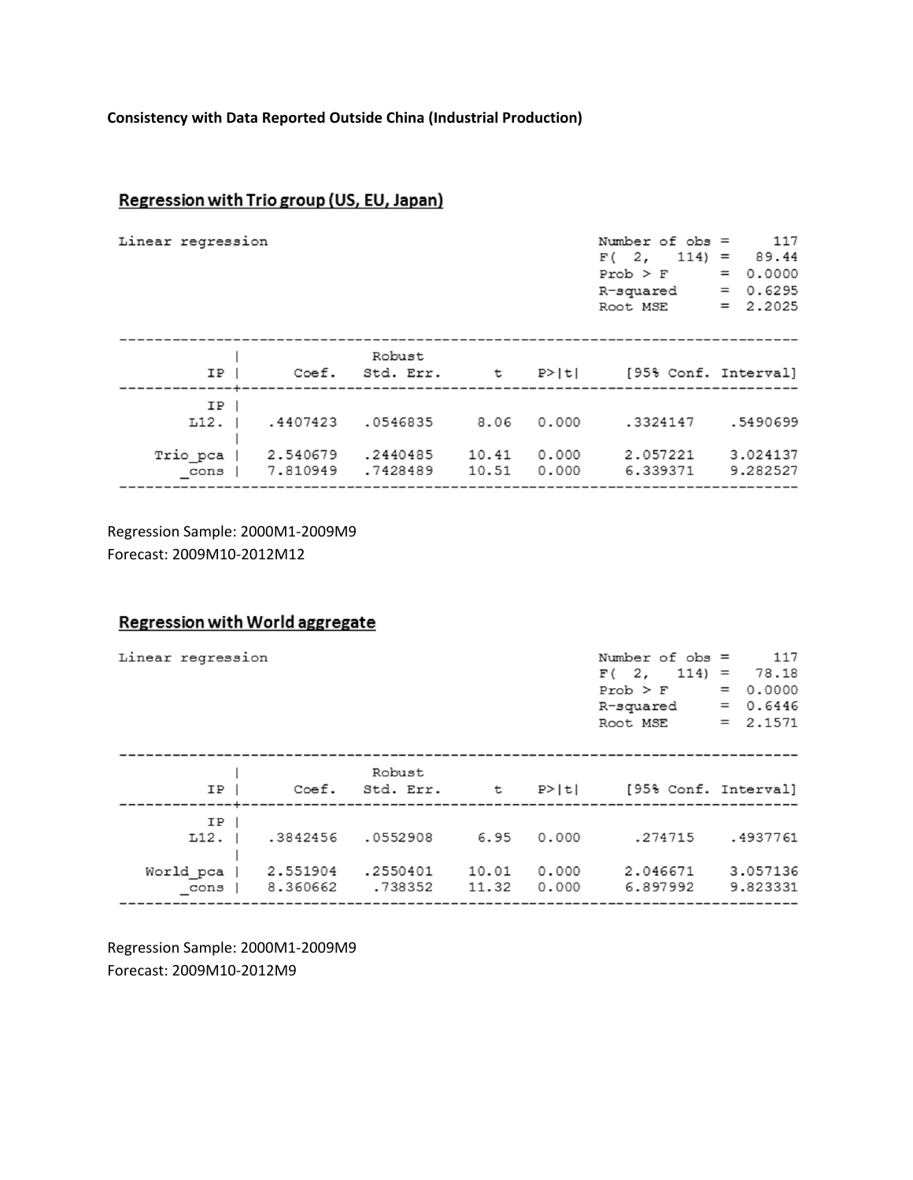**Consistency with Data Reported Outside China (Industrial Production)**

## Regression with Trio group (US, EU, Japan)

```
Linear regression                                      Number of obs =     117
                                                       F(  2,   114) =   89.44
                                                       Prob > F      =  0.0000
                                                       R-squared     =  0.6295
                                                       Root MSE      =  2.2025

------------------------------------------------------------------------------
             |               Robust
          IP |      Coef.   Std. Err.      t    P>|t|     [95% Conf. Interval]
-------------+----------------------------------------------------------------
          IP |
        L12. |   .4407423   .0546835     8.06   0.000     .3324147    .5490699
             |
    Trio_pca |   2.540679   .2440485    10.41   0.000     2.057221    3.024137
       _cons |   7.810949   .7428489    10.51   0.000     6.339371    9.282527
------------------------------------------------------------------------------
```

Regression Sample: 2000M1-2009M9
Forecast: 2009M10-2012M12

## Regression with World aggregate

```
Linear regression                                      Number of obs =     117
                                                       F(  2,   114) =   78.18
                                                       Prob > F      =  0.0000
                                                       R-squared     =  0.6446
                                                       Root MSE      =  2.1571

------------------------------------------------------------------------------
             |               Robust
          IP |      Coef.   Std. Err.      t    P>|t|     [95% Conf. Interval]
-------------+----------------------------------------------------------------
          IP |
        L12. |   .3842456   .0552908     6.95   0.000      .274715    .4937761
             |
   World_pca |   2.551904   .2550401    10.01   0.000     2.046671    3.057136
       _cons |   8.360662    .738352    11.32   0.000     6.897992    9.823331
------------------------------------------------------------------------------
```

Regression Sample: 2000M1-2009M9
Forecast: 2009M10-2012M9